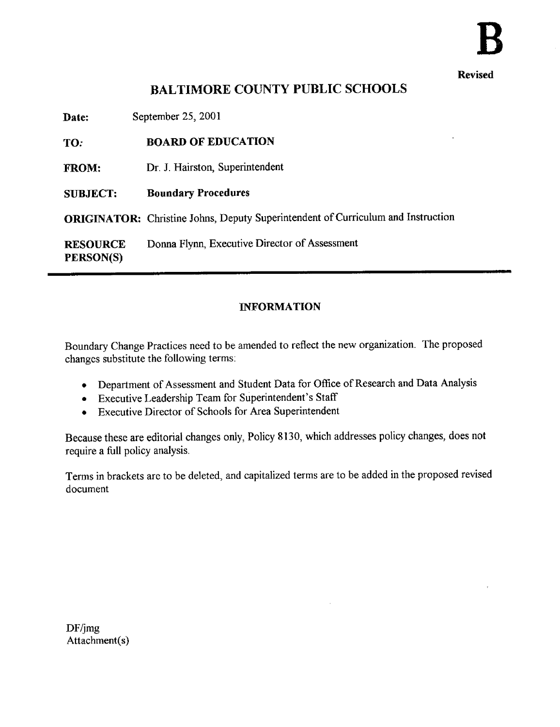**B**

**Revised**

# BALTIMORE COUNTY PUBLIC SCHOOLS

| | |
|---|---|
| **Date:** | September 25, 2001 |
| **TO:** | **BOARD OF EDUCATION** |
| **FROM:** | Dr. J. Hairston, Superintendent |
| **SUBJECT:** | **Boundary Procedures** |
| **ORIGINATOR:** | Christine Johns, Deputy Superintendent of Curriculum and Instruction |
| **RESOURCE PERSON(S)** | Donna Flynn, Executive Director of Assessment |

## INFORMATION

Boundary Change Practices need to be amended to reflect the new organization. The proposed changes substitute the following terms:

- Department of Assessment and Student Data for Office of Research and Data Analysis
- Executive Leadership Team for Superintendent's Staff
- Executive Director of Schools for Area Superintendent

Because these are editorial changes only, Policy 8130, which addresses policy changes, does not require a full policy analysis.

Terms in brackets are to be deleted, and capitalized terms are to be added in the proposed revised document

DF/jmg
Attachment(s)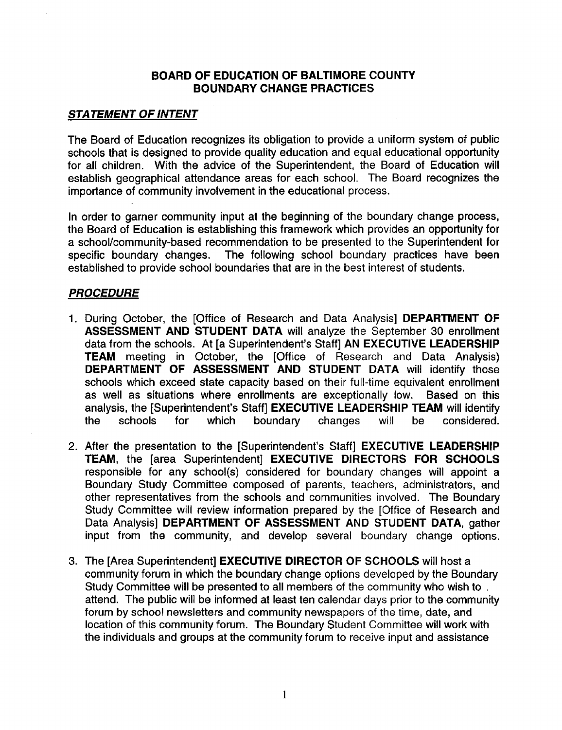## BOARD OF EDUCATION OF BALTIMORE COUNTY
## BOUNDARY CHANGE PRACTICES

### ***STATEMENT OF INTENT***

The Board of Education recognizes its obligation to provide a uniform system of public schools that is designed to provide quality education and equal educational opportunity for all children. With the advice of the Superintendent, the Board of Education will establish geographical attendance areas for each school. The Board recognizes the importance of community involvement in the educational process.

In order to garner community input at the beginning of the boundary change process, the Board of Education is establishing this framework which provides an opportunity for a school/community-based recommendation to be presented to the Superintendent for specific boundary changes. The following school boundary practices have been established to provide school boundaries that are in the best interest of students.

### ***PROCEDURE***

1. During October, the [Office of Research and Data Analysis] **DEPARTMENT OF ASSESSMENT AND STUDENT DATA** will analyze the September 30 enrollment data from the schools. At [a Superintendent's Staff] **AN EXECUTIVE LEADERSHIP TEAM** meeting in October, the [Office of Research and Data Analysis) **DEPARTMENT OF ASSESSMENT AND STUDENT DATA** will identify those schools which exceed state capacity based on their full-time equivalent enrollment as well as situations where enrollments are exceptionally low. Based on this analysis, the [Superintendent's Staff] **EXECUTIVE LEADERSHIP TEAM** will identify the schools for which boundary changes will be considered.

2. After the presentation to the [Superintendent's Staff] **EXECUTIVE LEADERSHIP TEAM**, the [area Superintendent] **EXECUTIVE DIRECTORS FOR SCHOOLS** responsible for any school(s) considered for boundary changes will appoint a Boundary Study Committee composed of parents, teachers, administrators, and other representatives from the schools and communities involved. The Boundary Study Committee will review information prepared by the [Office of Research and Data Analysis] **DEPARTMENT OF ASSESSMENT AND STUDENT DATA**, gather input from the community, and develop several boundary change options.

3. The [Area Superintendent] **EXECUTIVE DIRECTOR OF SCHOOLS** will host a community forum in which the boundary change options developed by the Boundary Study Committee will be presented to all members of the community who wish to attend. The public will be informed at least ten calendar days prior to the community forum by school newsletters and community newspapers of the time, date, and location of this community forum. The Boundary Student Committee will work with the individuals and groups at the community forum to receive input and assistance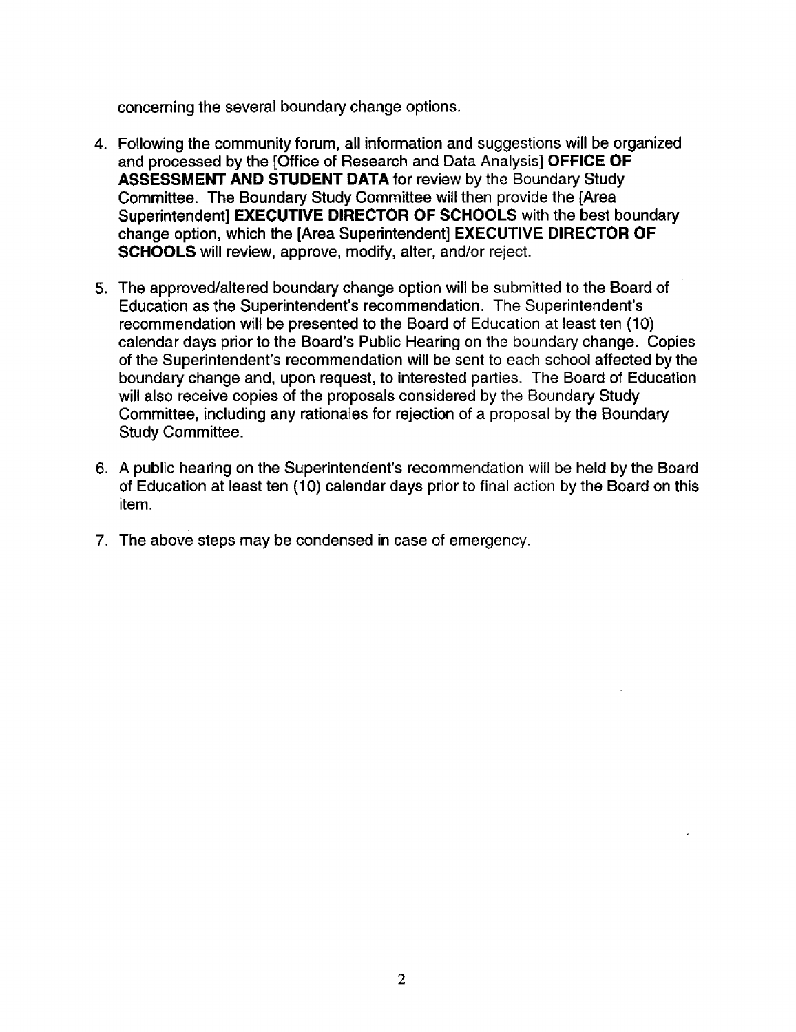concerning the several boundary change options.

4. Following the community forum, all information and suggestions will be organized and processed by the [Office of Research and Data Analysis] **OFFICE OF ASSESSMENT AND STUDENT DATA** for review by the Boundary Study Committee. The Boundary Study Committee will then provide the [Area Superintendent] **EXECUTIVE DIRECTOR OF SCHOOLS** with the best boundary change option, which the [Area Superintendent] **EXECUTIVE DIRECTOR OF SCHOOLS** will review, approve, modify, alter, and/or reject.

5. The approved/altered boundary change option will be submitted to the Board of Education as the Superintendent's recommendation. The Superintendent's recommendation will be presented to the Board of Education at least ten (10) calendar days prior to the Board's Public Hearing on the boundary change. Copies of the Superintendent's recommendation will be sent to each school affected by the boundary change and, upon request, to interested parties. The Board of Education will also receive copies of the proposals considered by the Boundary Study Committee, including any rationales for rejection of a proposal by the Boundary Study Committee.

6. A public hearing on the Superintendent's recommendation will be held by the Board of Education at least ten (10) calendar days prior to final action by the Board on this item.

7. The above steps may be condensed in case of emergency.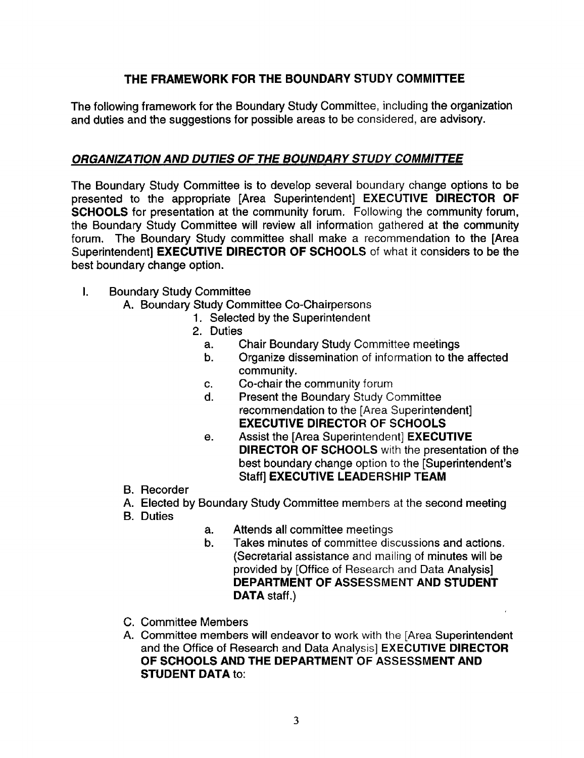## THE FRAMEWORK FOR THE BOUNDARY STUDY COMMITTEE

The following framework for the Boundary Study Committee, including the organization and duties and the suggestions for possible areas to be considered, are advisory.

### ***ORGANIZATION AND DUTIES OF THE BOUNDARY STUDY COMMITTEE***

The Boundary Study Committee is to develop several boundary change options to be presented to the appropriate [Area Superintendent] **EXECUTIVE DIRECTOR OF SCHOOLS** for presentation at the community forum. Following the community forum, the Boundary Study Committee will review all information gathered at the community forum. The Boundary Study committee shall make a recommendation to the [Area Superintendent] **EXECUTIVE DIRECTOR OF SCHOOLS** of what it considers to be the best boundary change option.

I. Boundary Study Committee
   A. Boundary Study Committee Co-Chairpersons
      1. Selected by the Superintendent
      2. Duties
         a. Chair Boundary Study Committee meetings
         b. Organize dissemination of information to the affected community.
         c. Co-chair the community forum
         d. Present the Boundary Study Committee recommendation to the [Area Superintendent] **EXECUTIVE DIRECTOR OF SCHOOLS**
         e. Assist the [Area Superintendent] **EXECUTIVE DIRECTOR OF SCHOOLS** with the presentation of the best boundary change option to the [Superintendent's Staff] **EXECUTIVE LEADERSHIP TEAM**
   B. Recorder
   A. Elected by Boundary Study Committee members at the second meeting
   B. Duties
         a. Attends all committee meetings
         b. Takes minutes of committee discussions and actions. (Secretarial assistance and mailing of minutes will be provided by [Office of Research and Data Analysis] **DEPARTMENT OF ASSESSMENT AND STUDENT DATA** staff.)

   C. Committee Members
   A. Committee members will endeavor to work with the [Area Superintendent and the Office of Research and Data Analysis] **EXECUTIVE DIRECTOR OF SCHOOLS AND THE DEPARTMENT OF ASSESSMENT AND STUDENT DATA** to: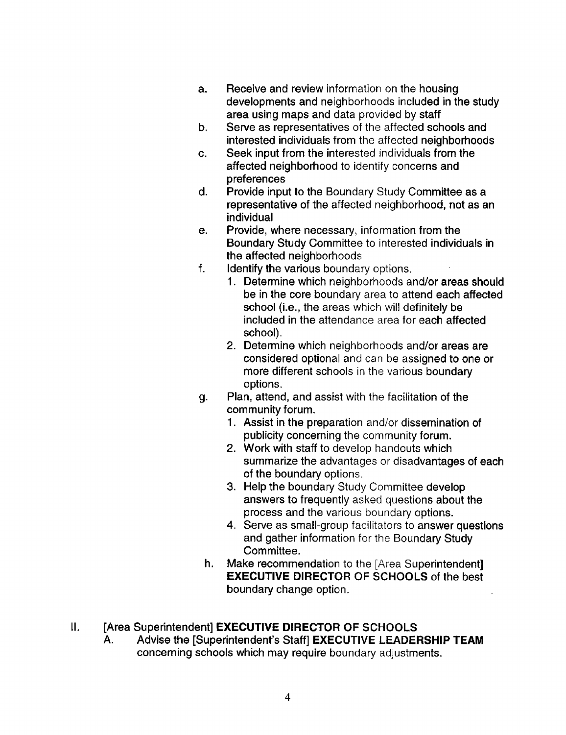a. Receive and review information on the housing developments and neighborhoods included in the study area using maps and data provided by staff
b. Serve as representatives of the affected schools and interested individuals from the affected neighborhoods
c. Seek input from the interested individuals from the affected neighborhood to identify concerns and preferences
d. Provide input to the Boundary Study Committee as a representative of the affected neighborhood, not as an individual
e. Provide, where necessary, information from the Boundary Study Committee to interested individuals in the affected neighborhoods
f. Identify the various boundary options.
   1. Determine which neighborhoods and/or areas should be in the core boundary area to attend each affected school (i.e., the areas which will definitely be included in the attendance area for each affected school).
   2. Determine which neighborhoods and/or areas are considered optional and can be assigned to one or more different schools in the various boundary options.
g. Plan, attend, and assist with the facilitation of the community forum.
   1. Assist in the preparation and/or dissemination of publicity concerning the community forum.
   2. Work with staff to develop handouts which summarize the advantages or disadvantages of each of the boundary options.
   3. Help the boundary Study Committee develop answers to frequently asked questions about the process and the various boundary options.
   4. Serve as small-group facilitators to answer questions and gather information for the Boundary Study Committee.
h. Make recommendation to the [Area Superintendent] **EXECUTIVE DIRECTOR OF SCHOOLS** of the best boundary change option.

II. [Area Superintendent] **EXECUTIVE DIRECTOR OF SCHOOLS**
   A. Advise the [Superintendent's Staff] **EXECUTIVE LEADERSHIP TEAM** concerning schools which may require boundary adjustments.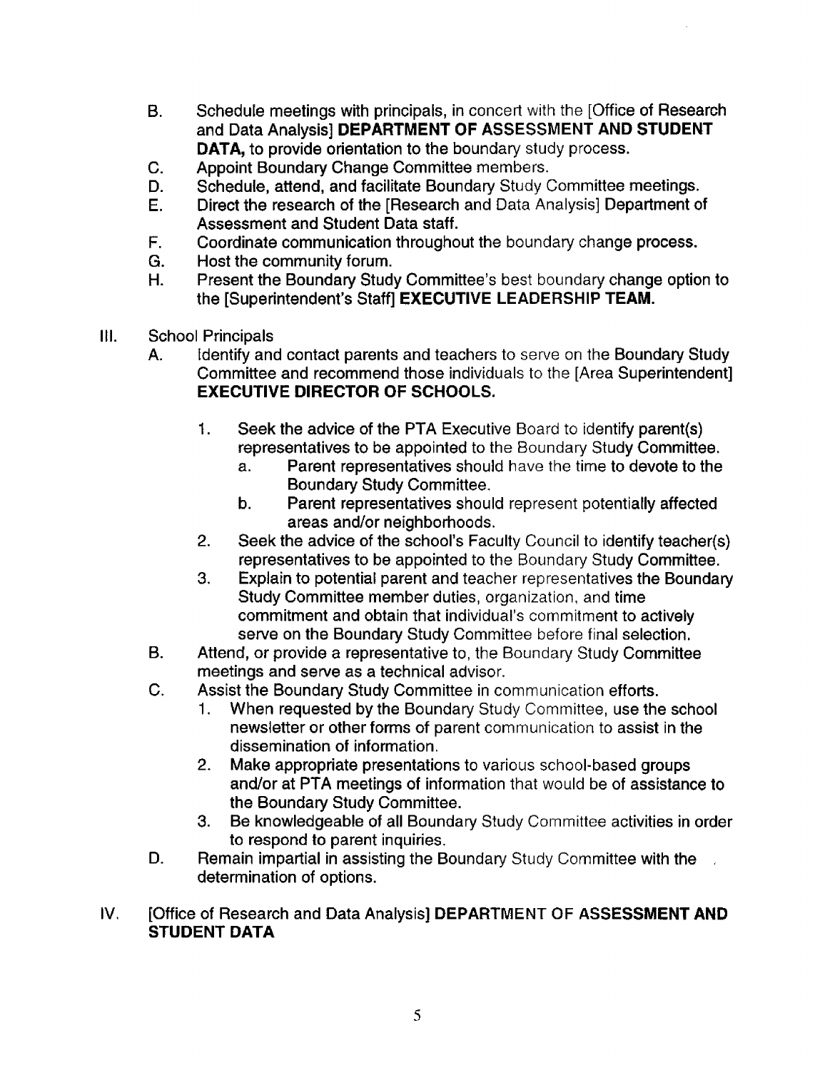B. Schedule meetings with principals, in concert with the [Office of Research and Data Analysis] **DEPARTMENT OF ASSESSMENT AND STUDENT DATA,** to provide orientation to the boundary study process.
C. Appoint Boundary Change Committee members.
D. Schedule, attend, and facilitate Boundary Study Committee meetings.
E. Direct the research of the [Research and Data Analysis] Department of Assessment and Student Data staff.
F. Coordinate communication throughout the boundary change process.
G. Host the community forum.
H. Present the Boundary Study Committee's best boundary change option to the [Superintendent's Staff] **EXECUTIVE LEADERSHIP TEAM.**

III. School Principals

A. Identify and contact parents and teachers to serve on the Boundary Study Committee and recommend those individuals to the [Area Superintendent] **EXECUTIVE DIRECTOR OF SCHOOLS.**

1. Seek the advice of the PTA Executive Board to identify parent(s) representatives to be appointed to the Boundary Study Committee.
   a. Parent representatives should have the time to devote to the Boundary Study Committee.
   b. Parent representatives should represent potentially affected areas and/or neighborhoods.
2. Seek the advice of the school's Faculty Council to identify teacher(s) representatives to be appointed to the Boundary Study Committee.
3. Explain to potential parent and teacher representatives the Boundary Study Committee member duties, organization, and time commitment and obtain that individual's commitment to actively serve on the Boundary Study Committee before final selection.

B. Attend, or provide a representative to, the Boundary Study Committee meetings and serve as a technical advisor.

C. Assist the Boundary Study Committee in communication efforts.
1. When requested by the Boundary Study Committee, use the school newsletter or other forms of parent communication to assist in the dissemination of information.
2. Make appropriate presentations to various school-based groups and/or at PTA meetings of information that would be of assistance to the Boundary Study Committee.
3. Be knowledgeable of all Boundary Study Committee activities in order to respond to parent inquiries.

D. Remain impartial in assisting the Boundary Study Committee with the determination of options.

IV. [Office of Research and Data Analysis] **DEPARTMENT OF ASSESSMENT AND STUDENT DATA**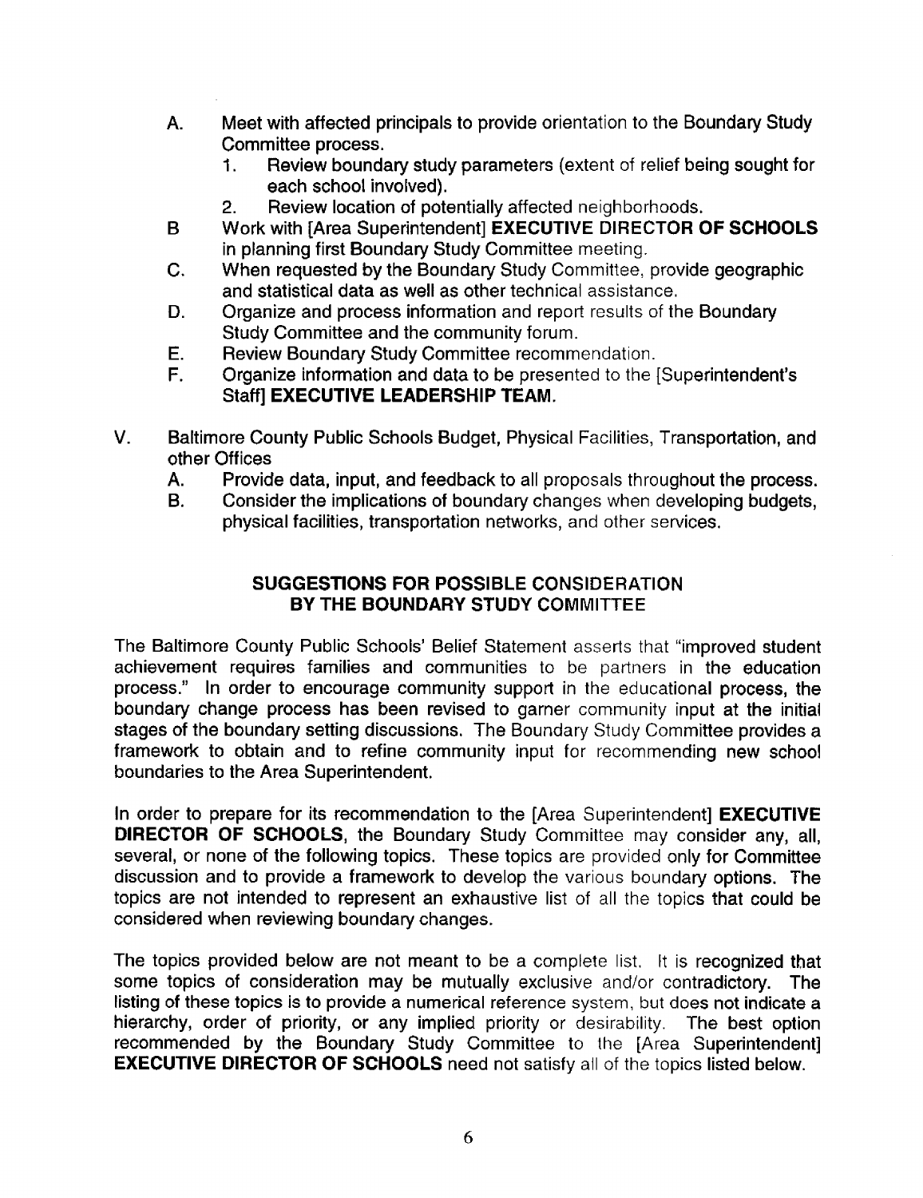A. Meet with affected principals to provide orientation to the Boundary Study Committee process.
   1. Review boundary study parameters (extent of relief being sought for each school involved).
   2. Review location of potentially affected neighborhoods.

B Work with [Area Superintendent] **EXECUTIVE DIRECTOR OF SCHOOLS** in planning first Boundary Study Committee meeting.

C. When requested by the Boundary Study Committee, provide geographic and statistical data as well as other technical assistance.

D. Organize and process information and report results of the Boundary Study Committee and the community forum.

E. Review Boundary Study Committee recommendation.

F. Organize information and data to be presented to the [Superintendent's Staff] **EXECUTIVE LEADERSHIP TEAM.**

V. Baltimore County Public Schools Budget, Physical Facilities, Transportation, and other Offices

A. Provide data, input, and feedback to all proposals throughout the process.

B. Consider the implications of boundary changes when developing budgets, physical facilities, transportation networks, and other services.

## SUGGESTIONS FOR POSSIBLE CONSIDERATION BY THE BOUNDARY STUDY COMMITTEE

The Baltimore County Public Schools' Belief Statement asserts that "improved student achievement requires families and communities to be partners in the education process." In order to encourage community support in the educational process, the boundary change process has been revised to garner community input at the initial stages of the boundary setting discussions. The Boundary Study Committee provides a framework to obtain and to refine community input for recommending new school boundaries to the Area Superintendent.

In order to prepare for its recommendation to the [Area Superintendent] **EXECUTIVE DIRECTOR OF SCHOOLS**, the Boundary Study Committee may consider any, all, several, or none of the following topics. These topics are provided only for Committee discussion and to provide a framework to develop the various boundary options. The topics are not intended to represent an exhaustive list of all the topics that could be considered when reviewing boundary changes.

The topics provided below are not meant to be a complete list. It is recognized that some topics of consideration may be mutually exclusive and/or contradictory. The listing of these topics is to provide a numerical reference system, but does not indicate a hierarchy, order of priority, or any implied priority or desirability. The best option recommended by the Boundary Study Committee to the [Area Superintendent] **EXECUTIVE DIRECTOR OF SCHOOLS** need not satisfy all of the topics listed below.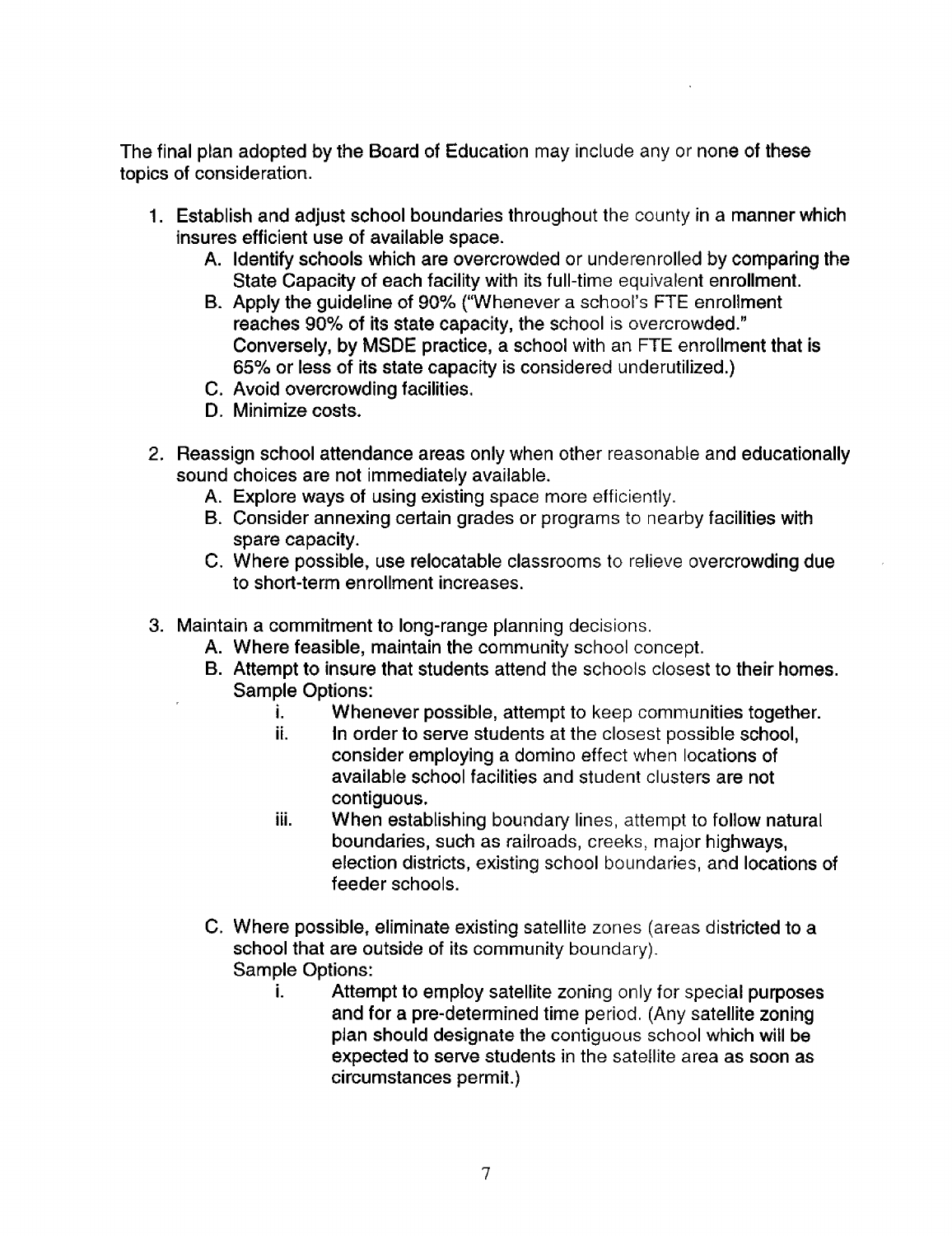The final plan adopted by the Board of Education may include any or none of these topics of consideration.

1. Establish and adjust school boundaries throughout the county in a manner which insures efficient use of available space.
   A. Identify schools which are overcrowded or underenrolled by comparing the State Capacity of each facility with its full-time equivalent enrollment.
   B. Apply the guideline of 90% ("Whenever a school's FTE enrollment reaches 90% of its state capacity, the school is overcrowded." Conversely, by MSDE practice, a school with an FTE enrollment that is 65% or less of its state capacity is considered underutilized.)
   C. Avoid overcrowding facilities.
   D. Minimize costs.

2. Reassign school attendance areas only when other reasonable and educationally sound choices are not immediately available.
   A. Explore ways of using existing space more efficiently.
   B. Consider annexing certain grades or programs to nearby facilities with spare capacity.
   C. Where possible, use relocatable classrooms to relieve overcrowding due to short-term enrollment increases.

3. Maintain a commitment to long-range planning decisions.
   A. Where feasible, maintain the community school concept.
   B. Attempt to insure that students attend the schools closest to their homes. Sample Options:
      i. Whenever possible, attempt to keep communities together.
      ii. In order to serve students at the closest possible school, consider employing a domino effect when locations of available school facilities and student clusters are not contiguous.
      iii. When establishing boundary lines, attempt to follow natural boundaries, such as railroads, creeks, major highways, election districts, existing school boundaries, and locations of feeder schools.

   C. Where possible, eliminate existing satellite zones (areas districted to a school that are outside of its community boundary). Sample Options:
      i. Attempt to employ satellite zoning only for special purposes and for a pre-determined time period. (Any satellite zoning plan should designate the contiguous school which will be expected to serve students in the satellite area as soon as circumstances permit.)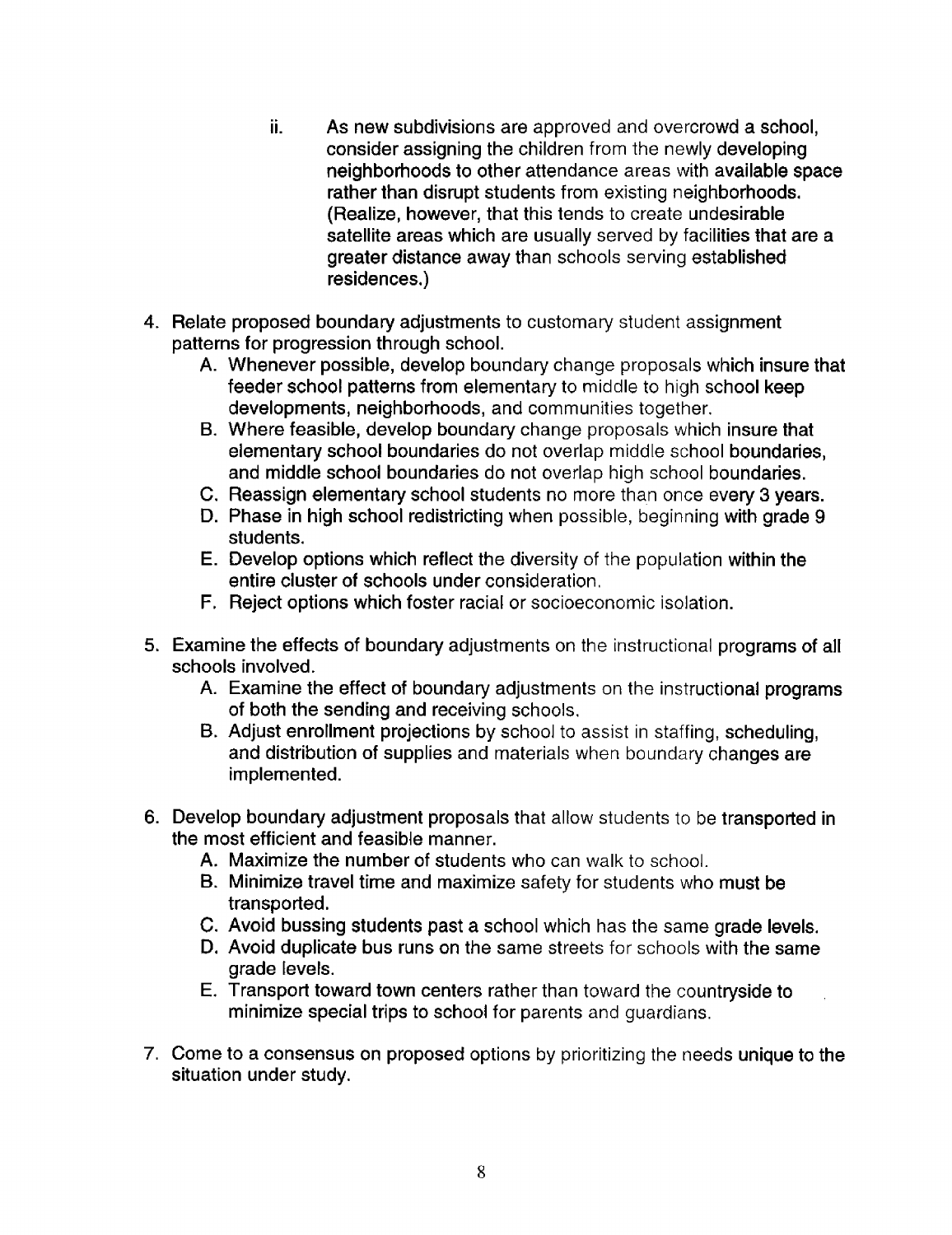ii. As new subdivisions are approved and overcrowd a school, consider assigning the children from the newly developing neighborhoods to other attendance areas with available space rather than disrupt students from existing neighborhoods. (Realize, however, that this tends to create undesirable satellite areas which are usually served by facilities that are a greater distance away than schools serving established residences.)

4. Relate proposed boundary adjustments to customary student assignment patterns for progression through school.
   A. Whenever possible, develop boundary change proposals which insure that feeder school patterns from elementary to middle to high school keep developments, neighborhoods, and communities together.
   B. Where feasible, develop boundary change proposals which insure that elementary school boundaries do not overlap middle school boundaries, and middle school boundaries do not overlap high school boundaries.
   C. Reassign elementary school students no more than once every 3 years.
   D. Phase in high school redistricting when possible, beginning with grade 9 students.
   E. Develop options which reflect the diversity of the population within the entire cluster of schools under consideration.
   F. Reject options which foster racial or socioeconomic isolation.

5. Examine the effects of boundary adjustments on the instructional programs of all schools involved.
   A. Examine the effect of boundary adjustments on the instructional programs of both the sending and receiving schools.
   B. Adjust enrollment projections by school to assist in staffing, scheduling, and distribution of supplies and materials when boundary changes are implemented.

6. Develop boundary adjustment proposals that allow students to be transported in the most efficient and feasible manner.
   A. Maximize the number of students who can walk to school.
   B. Minimize travel time and maximize safety for students who must be transported.
   C. Avoid bussing students past a school which has the same grade levels.
   D. Avoid duplicate bus runs on the same streets for schools with the same grade levels.
   E. Transport toward town centers rather than toward the countryside to minimize special trips to school for parents and guardians.

7. Come to a consensus on proposed options by prioritizing the needs unique to the situation under study.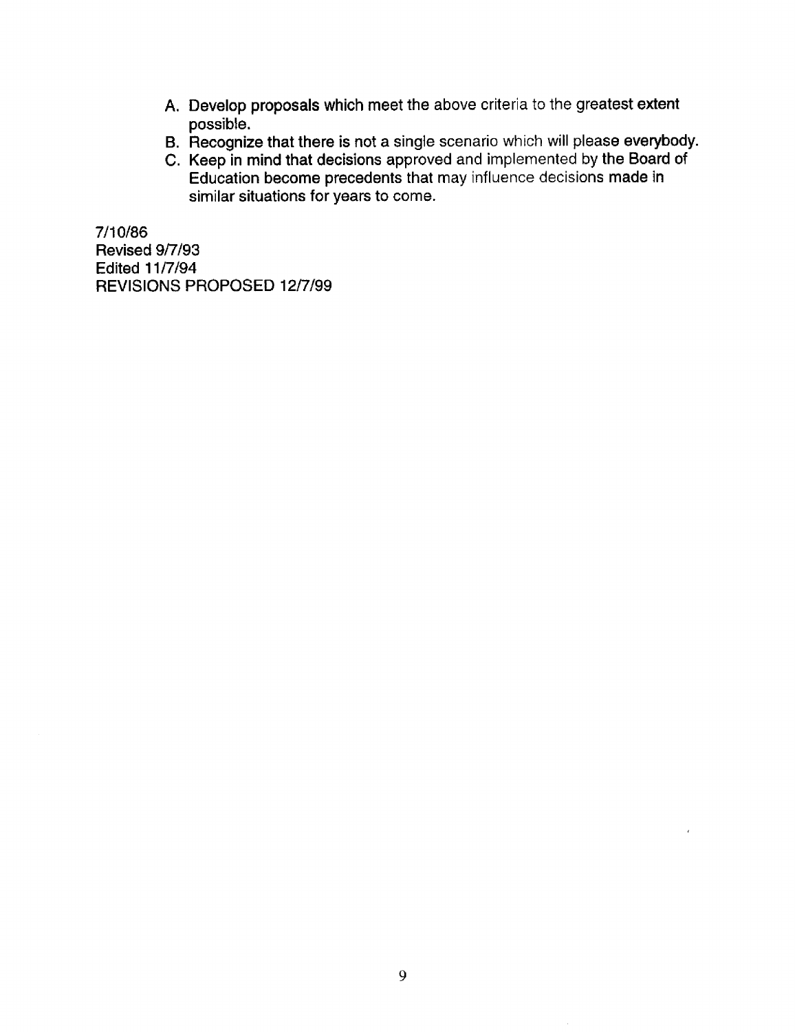A. Develop proposals which meet the above criteria to the greatest extent possible.
B. Recognize that there is not a single scenario which will please everybody.
C. Keep in mind that decisions approved and implemented by the Board of Education become precedents that may influence decisions made in similar situations for years to come.

7/10/86
Revised 9/7/93
Edited 11/7/94
REVISIONS PROPOSED 12/7/99